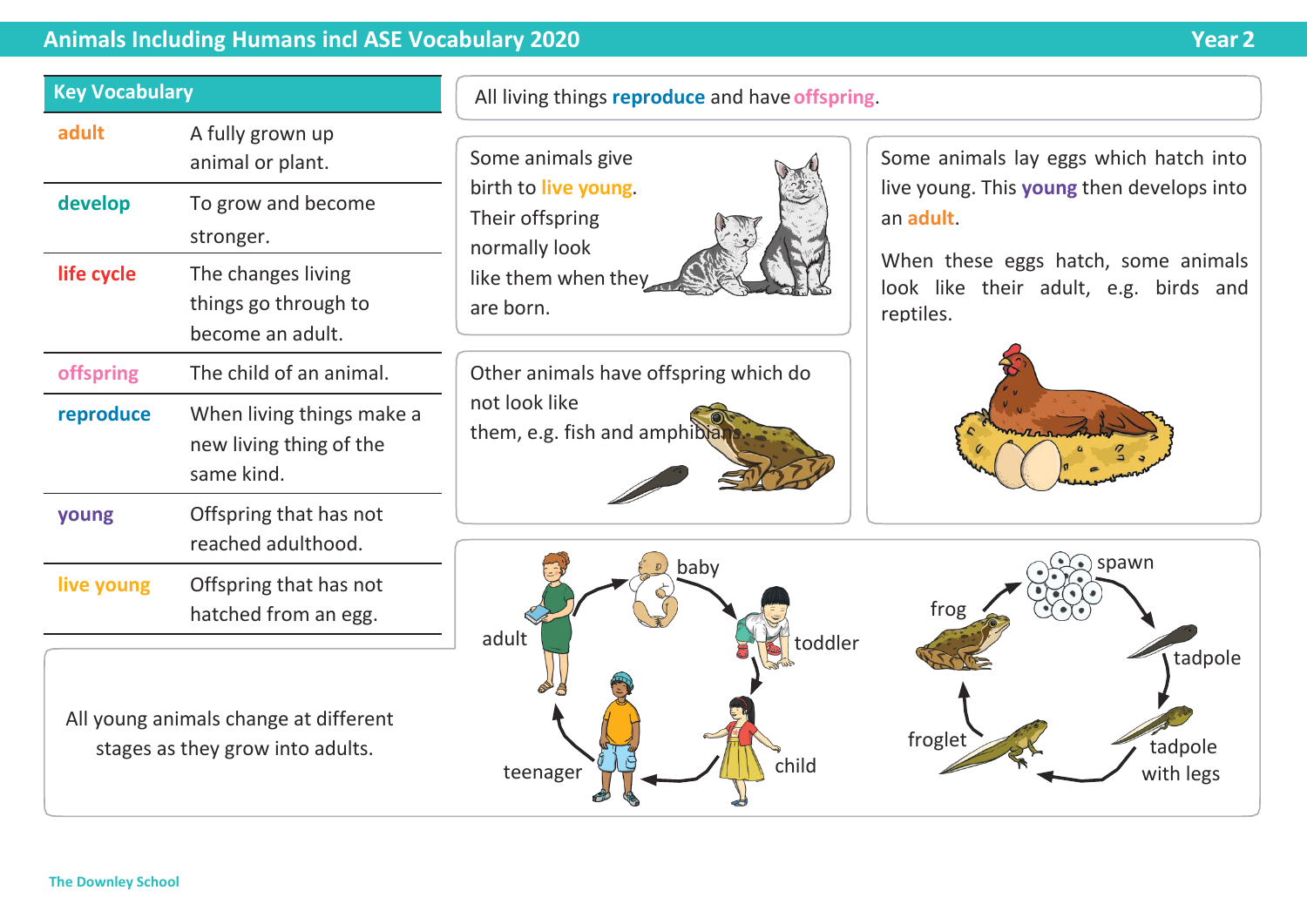# Animals Including Humans incl ASE Vocabulary 2020

**Year 2**

## Key Vocabulary

| Word | Meaning |
|---|---|
| **adult** | A fully grown up animal or plant. |
| **develop** | To grow and become stronger. |
| **life cycle** | The changes living things go through to become an adult. |
| **offspring** | The child of an animal. |
| **reproduce** | When living things make a new living thing of the same kind. |
| **young** | Offspring that has not reached adulthood. |
| **live young** | Offspring that has not hatched from an egg. |

All living things **reproduce** and have **offspring**.

Some animals give birth to **live young**. Their offspring normally look like them when they are born.

Other animals have offspring which do not look like them, e.g. fish and amphibians.

Some animals lay eggs which hatch into live young. This **young** then develops into an **adult**.

When these eggs hatch, some animals look like their adult, e.g. birds and reptiles.

All young animals change at different stages as they grow into adults.

baby → toddler → child → teenager → adult

spawn → tadpole → tadpole with legs → froglet → frog

The Downley School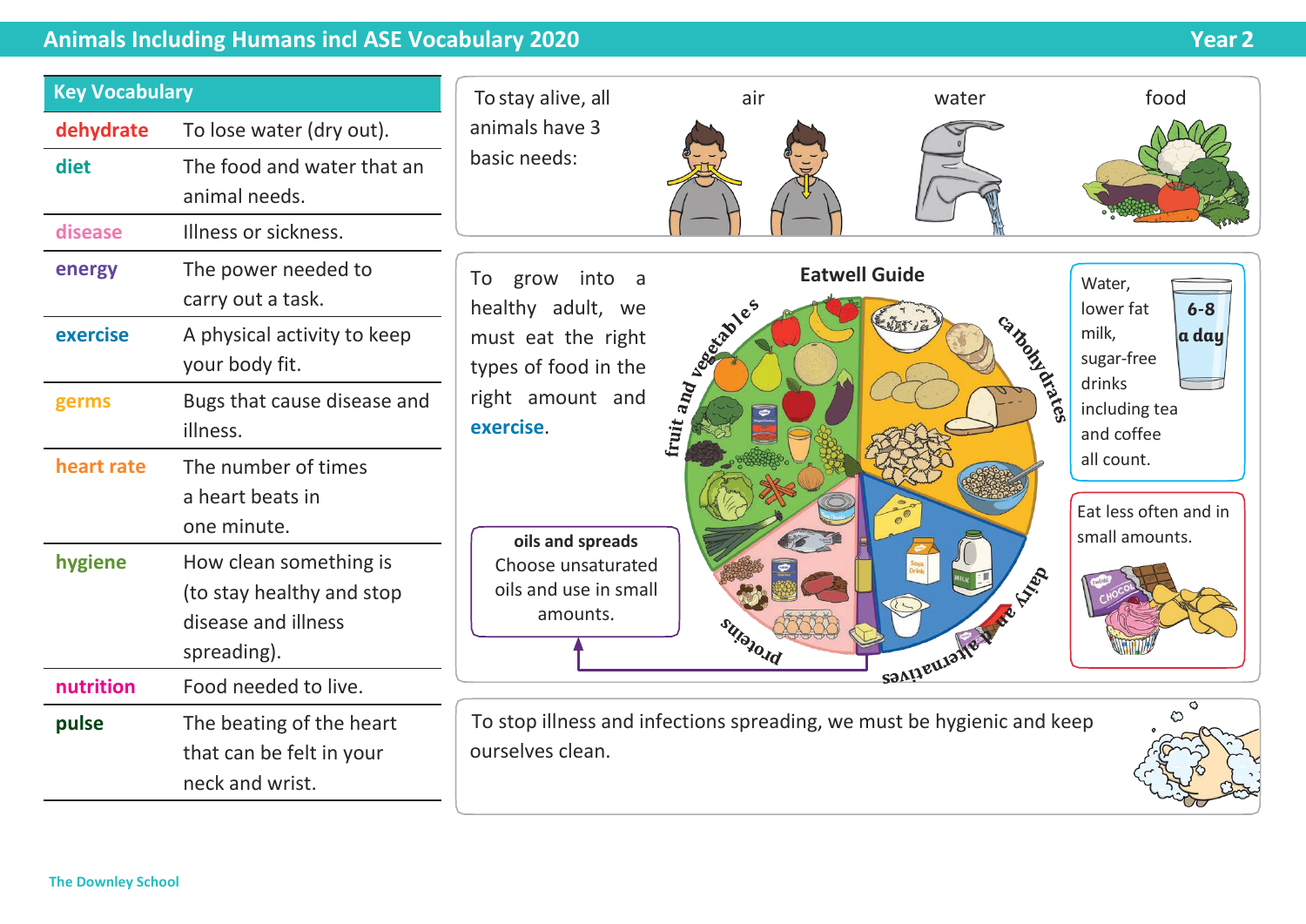# Animals Including Humans incl ASE Vocabulary 2020

**Year 2**

## Key Vocabulary

| | |
|---|---|
| **dehydrate** | To lose water (dry out). |
| **diet** | The food and water that an animal needs. |
| **disease** | Illness or sickness. |
| **energy** | The power needed to carry out a task. |
| **exercise** | A physical activity to keep your body fit. |
| **germs** | Bugs that cause disease and illness. |
| **heart rate** | The number of times a heart beats in one minute. |
| **hygiene** | How clean something is (to stay healthy and stop disease and illness spreading). |
| **nutrition** | Food needed to live. |
| **pulse** | The beating of the heart that can be felt in your neck and wrist. |

To stay alive, all animals have 3 basic needs:

air

water

food

To grow into a healthy adult, we must eat the right types of food in the right amount and **exercise**.

**Eatwell Guide**

fruit and vegetables

carbohydrates

dairy and alternatives

proteins

**oils and spreads**
Choose unsaturated oils and use in small amounts.

Water, lower fat milk, sugar-free drinks including tea and coffee all count.

6-8 a day

Eat less often and in small amounts.

To stop illness and infections spreading, we must be hygienic and keep ourselves clean.

The Downley School